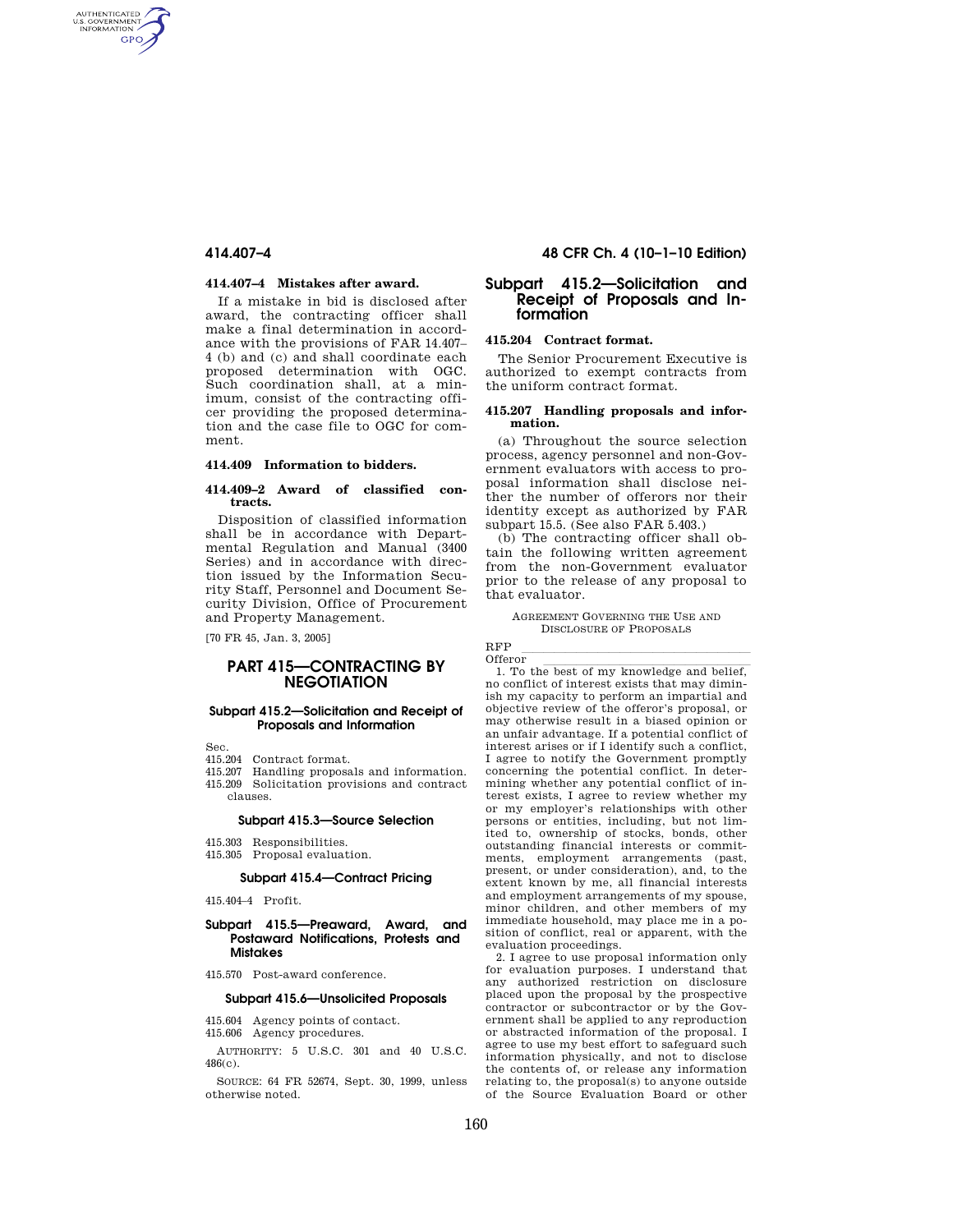### 414.407–4 Mistakes after award.

If a mistake in bid is disclosed after award, the contracting officer shall make a final determination in accordance with the provisions of FAR 14.407–4 (b) and (c) and shall coordinate each proposed determination with OGC. Such coordination shall, at a minimum, consist of the contracting officer providing the proposed determination and the case file to OGC for comment.

### 414.409 Information to bidders.

### 414.409–2 Award of classified contracts.

Disposition of classified information shall be in accordance with Departmental Regulation and Manual (3400 Series) and in accordance with direction issued by the Information Security Staff, Personnel and Document Security Division, Office of Procurement and Property Management.

[70 FR 45, Jan. 3, 2005]

# PART 415—CONTRACTING BY NEGOTIATION

#### Subpart 415.2—Solicitation and Receipt of Proposals and Information

Sec.
415.204 Contract format.
415.207 Handling proposals and information.
415.209 Solicitation provisions and contract clauses.

#### Subpart 415.3—Source Selection

415.303 Responsibilities.
415.305 Proposal evaluation.

#### Subpart 415.4—Contract Pricing

415.404–4 Profit.

#### Subpart 415.5—Preaward, Award, and Postaward Notifications, Protests and Mistakes

415.570 Post-award conference.

#### Subpart 415.6—Unsolicited Proposals

415.604 Agency points of contact.
415.606 Agency procedures.

AUTHORITY: 5 U.S.C. 301 and 40 U.S.C. 486(c).

SOURCE: 64 FR 52674, Sept. 30, 1999, unless otherwise noted.

## Subpart 415.2—Solicitation and Receipt of Proposals and Information

### 415.204 Contract format.

The Senior Procurement Executive is authorized to exempt contracts from the uniform contract format.

### 415.207 Handling proposals and information.

(a) Throughout the source selection process, agency personnel and non-Government evaluators with access to proposal information shall disclose neither the number of offerors nor their identity except as authorized by FAR subpart 15.5. (See also FAR 5.403.)

(b) The contracting officer shall obtain the following written agreement from the non-Government evaluator prior to the release of any proposal to that evaluator.

AGREEMENT GOVERNING THE USE AND DISCLOSURE OF PROPOSALS

RFP \_\_\_\_\_\_\_\_\_\_\_\_\_\_\_\_\_\_\_\_\_\_\_\_\_\_\_\_\_\_\_\_\_\_

Offeror \_\_\_\_\_\_\_\_\_\_\_\_\_\_\_\_\_\_\_\_\_\_\_\_\_\_\_\_\_\_\_\_

1. To the best of my knowledge and belief, no conflict of interest exists that may diminish my capacity to perform an impartial and objective review of the offeror's proposal, or may otherwise result in a biased opinion or an unfair advantage. If a potential conflict of interest arises or if I identify such a conflict, I agree to notify the Government promptly concerning the potential conflict. In determining whether any potential conflict of interest exists, I agree to review whether my or my employer's relationships with other persons or entities, including, but not limited to, ownership of stocks, bonds, other outstanding financial interests or commitments, employment arrangements (past, present, or under consideration), and, to the extent known by me, all financial interests and employment arrangements of my spouse, minor children, and other members of my immediate household, may place me in a position of conflict, real or apparent, with the evaluation proceedings.

2. I agree to use proposal information only for evaluation purposes. I understand that any authorized restriction on disclosure placed upon the proposal by the prospective contractor or subcontractor or by the Government shall be applied to any reproduction or abstracted information of the proposal. I agree to use my best effort to safeguard such information physically, and not to disclose the contents of, or release any information relating to, the proposal(s) to anyone outside of the Source Evaluation Board or other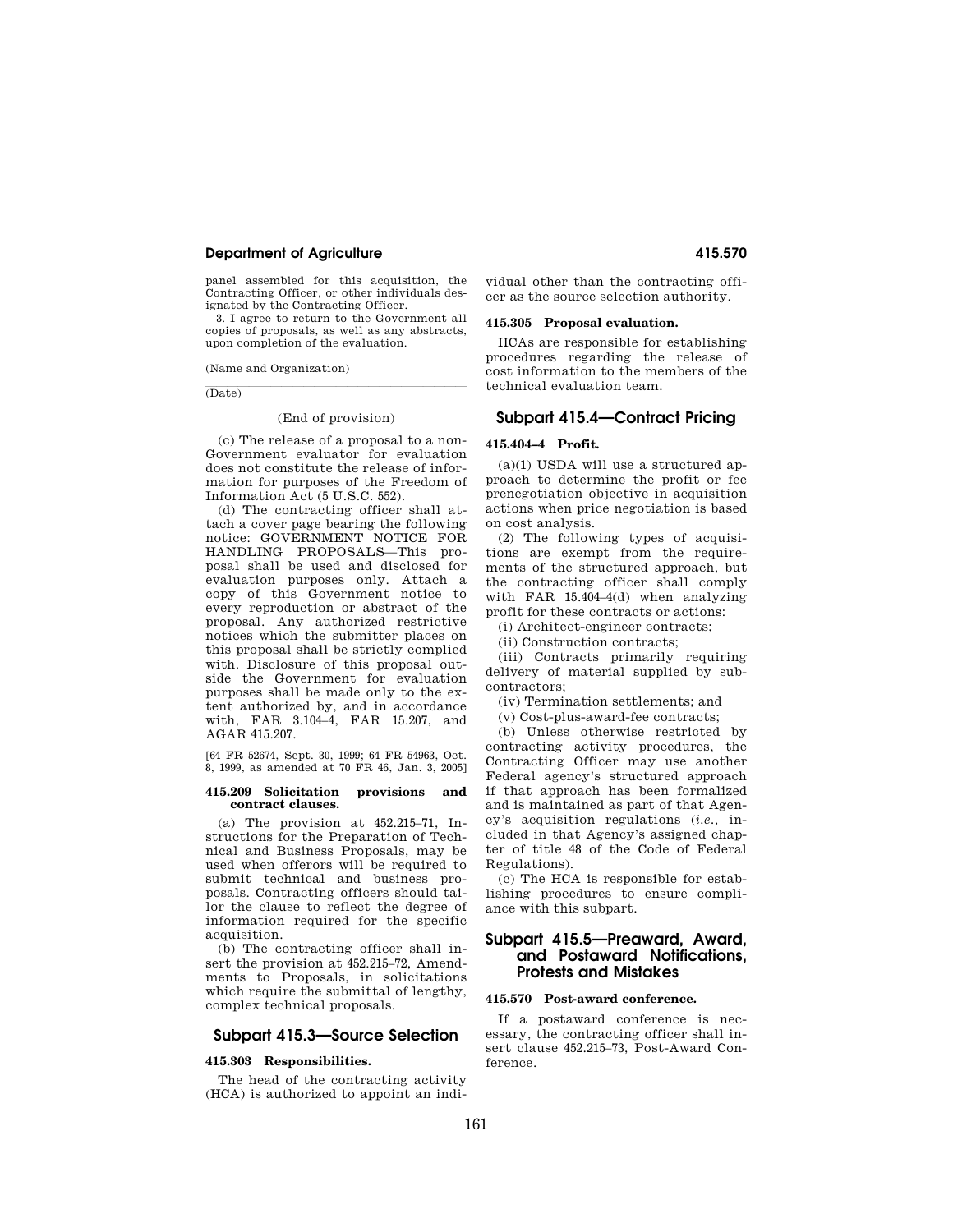panel assembled for this acquisition, the Contracting Officer, or other individuals designated by the Contracting Officer.

3. I agree to return to the Government all copies of proposals, as well as any abstracts, upon completion of the evaluation.

(Name and Organization)

(Date)

(End of provision)

(c) The release of a proposal to a non-Government evaluator for evaluation does not constitute the release of information for purposes of the Freedom of Information Act (5 U.S.C. 552).

(d) The contracting officer shall attach a cover page bearing the following notice: GOVERNMENT NOTICE FOR HANDLING PROPOSALS—This proposal shall be used and disclosed for evaluation purposes only. Attach a copy of this Government notice to every reproduction or abstract of the proposal. Any authorized restrictive notices which the submitter places on this proposal shall be strictly complied with. Disclosure of this proposal outside the Government for evaluation purposes shall be made only to the extent authorized by, and in accordance with, FAR 3.104–4, FAR 15.207, and AGAR 415.207.

[64 FR 52674, Sept. 30, 1999; 64 FR 54963, Oct. 8, 1999, as amended at 70 FR 46, Jan. 3, 2005]

#### 415.209 Solicitation provisions and contract clauses.

(a) The provision at 452.215–71, Instructions for the Preparation of Technical and Business Proposals, may be used when offerors will be required to submit technical and business proposals. Contracting officers should tailor the clause to reflect the degree of information required for the specific acquisition.

(b) The contracting officer shall insert the provision at 452.215–72, Amendments to Proposals, in solicitations which require the submittal of lengthy, complex technical proposals.

## Subpart 415.3—Source Selection

#### 415.303 Responsibilities.

The head of the contracting activity (HCA) is authorized to appoint an individual other than the contracting officer as the source selection authority.

#### 415.305 Proposal evaluation.

HCAs are responsible for establishing procedures regarding the release of cost information to the members of the technical evaluation team.

## Subpart 415.4—Contract Pricing

#### 415.404–4 Profit.

(a)(1) USDA will use a structured approach to determine the profit or fee prenegotiation objective in acquisition actions when price negotiation is based on cost analysis.

(2) The following types of acquisitions are exempt from the requirements of the structured approach, but the contracting officer shall comply with FAR 15.404–4(d) when analyzing profit for these contracts or actions:

(i) Architect-engineer contracts;

(ii) Construction contracts;

(iii) Contracts primarily requiring delivery of material supplied by subcontractors;

(iv) Termination settlements; and

(v) Cost-plus-award-fee contracts;

(b) Unless otherwise restricted by contracting activity procedures, the Contracting Officer may use another Federal agency's structured approach if that approach has been formalized and is maintained as part of that Agency's acquisition regulations (*i.e.*, included in that Agency's assigned chapter of title 48 of the Code of Federal Regulations).

(c) The HCA is responsible for establishing procedures to ensure compliance with this subpart.

## Subpart 415.5—Preaward, Award, and Postaward Notifications, Protests and Mistakes

#### 415.570 Post-award conference.

If a postaward conference is necessary, the contracting officer shall insert clause 452.215–73, Post-Award Conference.